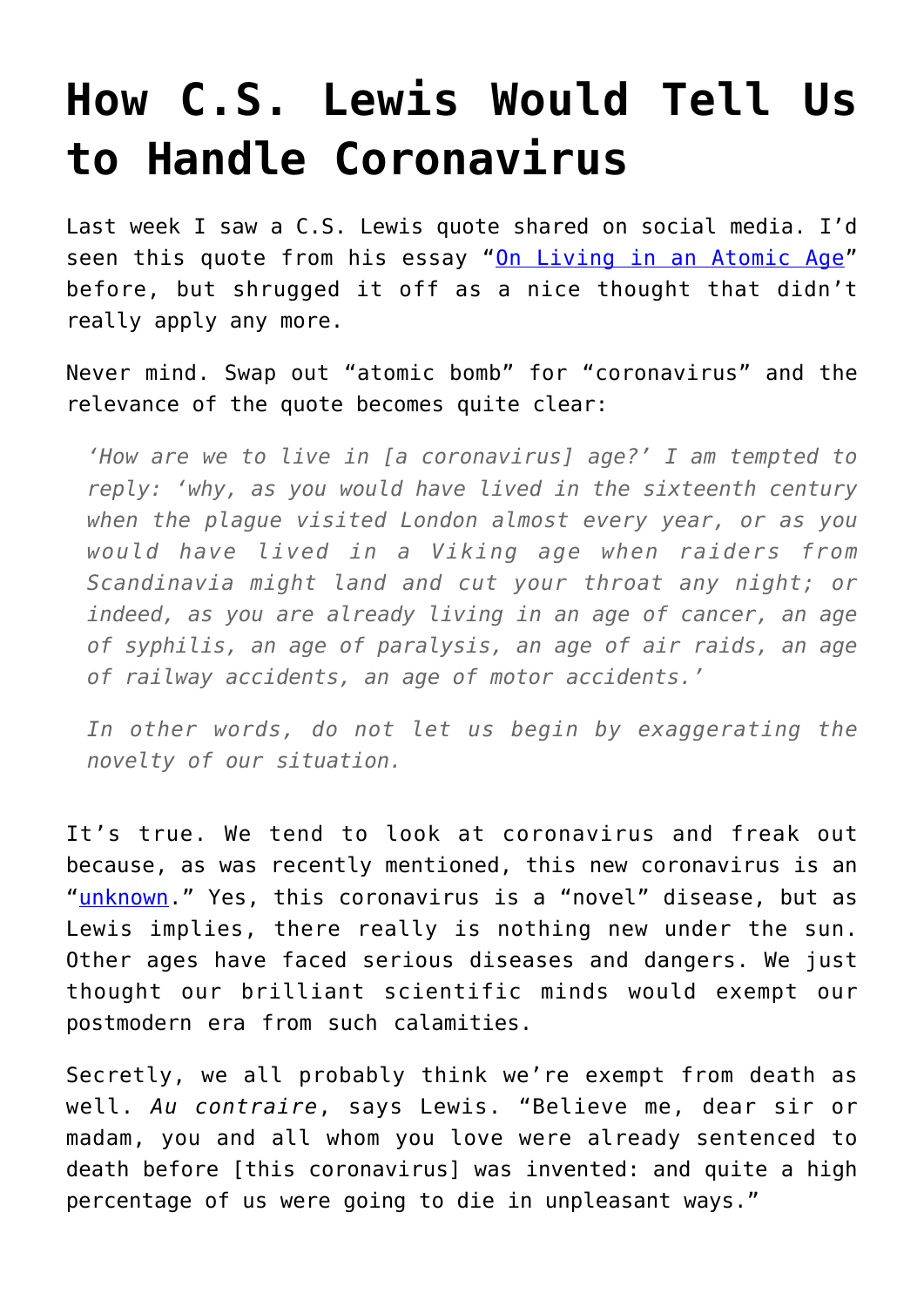# How C.S. Lewis Would Tell Us to Handle Coronavirus

Last week I saw a C.S. Lewis quote shared on social media. I'd seen this quote from his essay "On Living in an Atomic Age" before, but shrugged it off as a nice thought that didn't really apply any more.

Never mind. Swap out "atomic bomb" for "coronavirus" and the relevance of the quote becomes quite clear:

> *'How are we to live in [a coronavirus] age?' I am tempted to reply: 'why, as you would have lived in the sixteenth century when the plague visited London almost every year, or as you would have lived in a Viking age when raiders from Scandinavia might land and cut your throat any night; or indeed, as you are already living in an age of cancer, an age of syphilis, an age of paralysis, an age of air raids, an age of railway accidents, an age of motor accidents.'*
>
> *In other words, do not let us begin by exaggerating the novelty of our situation.*

It's true. We tend to look at coronavirus and freak out because, as was recently mentioned, this new coronavirus is an "unknown." Yes, this coronavirus is a "novel" disease, but as Lewis implies, there really is nothing new under the sun. Other ages have faced serious diseases and dangers. We just thought our brilliant scientific minds would exempt our postmodern era from such calamities.

Secretly, we all probably think we're exempt from death as well. *Au contraire*, says Lewis. "Believe me, dear sir or madam, you and all whom you love were already sentenced to death before [this coronavirus] was invented: and quite a high percentage of us were going to die in unpleasant ways."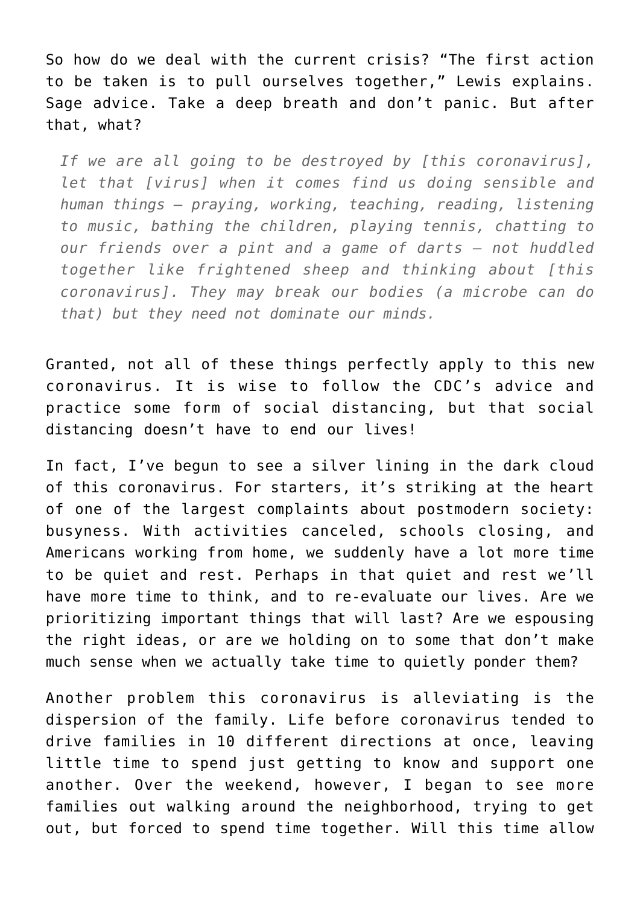So how do we deal with the current crisis? "The first action to be taken is to pull ourselves together," Lewis explains. Sage advice. Take a deep breath and don't panic. But after that, what?

> *If we are all going to be destroyed by [this coronavirus], let that [virus] when it comes find us doing sensible and human things — praying, working, teaching, reading, listening to music, bathing the children, playing tennis, chatting to our friends over a pint and a game of darts — not huddled together like frightened sheep and thinking about [this coronavirus]. They may break our bodies (a microbe can do that) but they need not dominate our minds.*

Granted, not all of these things perfectly apply to this new coronavirus. It is wise to follow the CDC's advice and practice some form of social distancing, but that social distancing doesn't have to end our lives!

In fact, I've begun to see a silver lining in the dark cloud of this coronavirus. For starters, it's striking at the heart of one of the largest complaints about postmodern society: busyness. With activities canceled, schools closing, and Americans working from home, we suddenly have a lot more time to be quiet and rest. Perhaps in that quiet and rest we'll have more time to think, and to re-evaluate our lives. Are we prioritizing important things that will last? Are we espousing the right ideas, or are we holding on to some that don't make much sense when we actually take time to quietly ponder them?

Another problem this coronavirus is alleviating is the dispersion of the family. Life before coronavirus tended to drive families in 10 different directions at once, leaving little time to spend just getting to know and support one another. Over the weekend, however, I began to see more families out walking around the neighborhood, trying to get out, but forced to spend time together. Will this time allow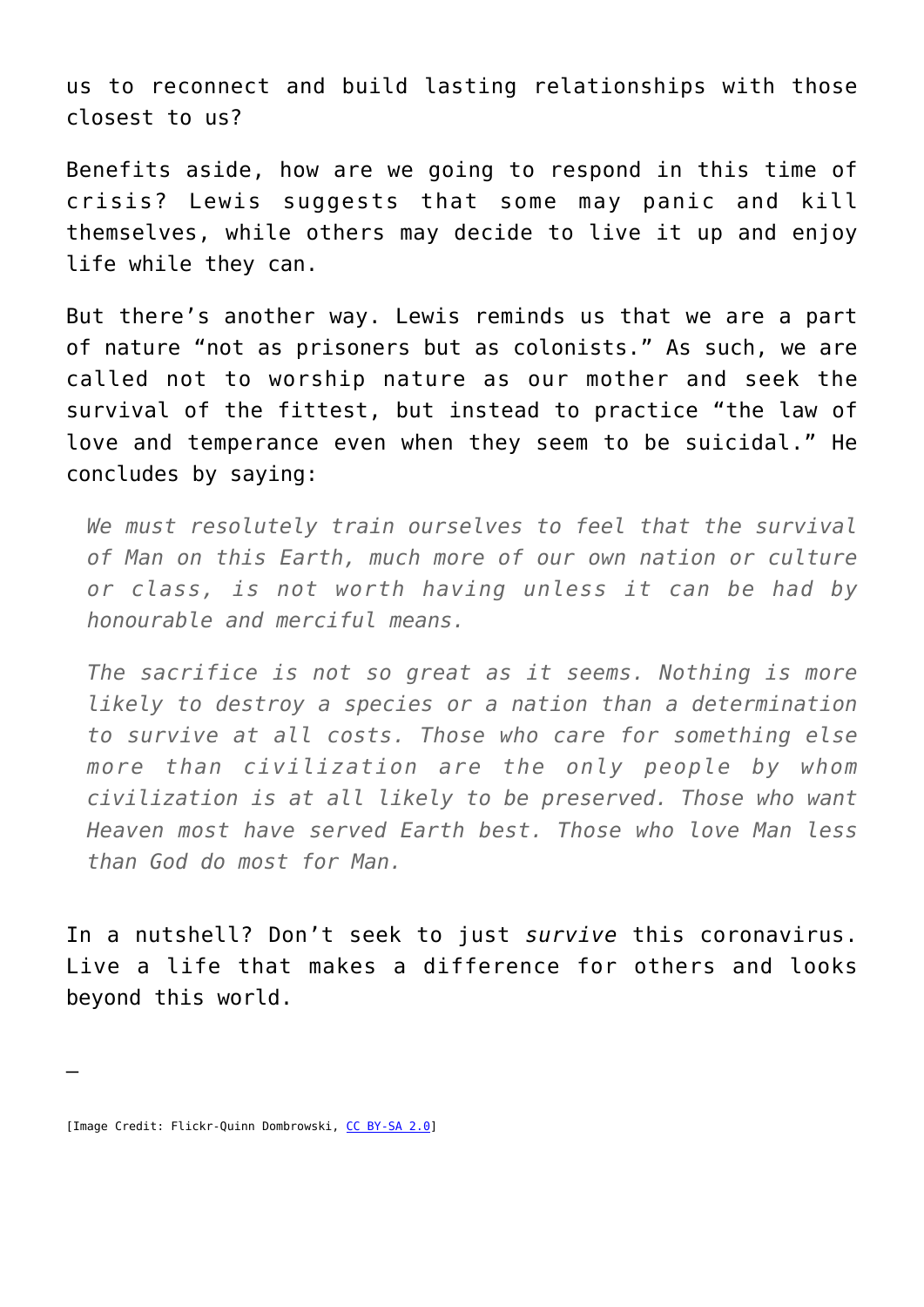us to reconnect and build lasting relationships with those closest to us?

Benefits aside, how are we going to respond in this time of crisis? Lewis suggests that some may panic and kill themselves, while others may decide to live it up and enjoy life while they can.

But there's another way. Lewis reminds us that we are a part of nature "not as prisoners but as colonists." As such, we are called not to worship nature as our mother and seek the survival of the fittest, but instead to practice "the law of love and temperance even when they seem to be suicidal." He concludes by saying:

> *We must resolutely train ourselves to feel that the survival of Man on this Earth, much more of our own nation or culture or class, is not worth having unless it can be had by honourable and merciful means.*
>
> *The sacrifice is not so great as it seems. Nothing is more likely to destroy a species or a nation than a determination to survive at all costs. Those who care for something else more than civilization are the only people by whom civilization is at all likely to be preserved. Those who want Heaven most have served Earth best. Those who love Man less than God do most for Man.*

In a nutshell? Don't seek to just *survive* this coronavirus. Live a life that makes a difference for others and looks beyond this world.

—

[Image Credit: Flickr-Quinn Dombrowski, CC BY-SA 2.0]